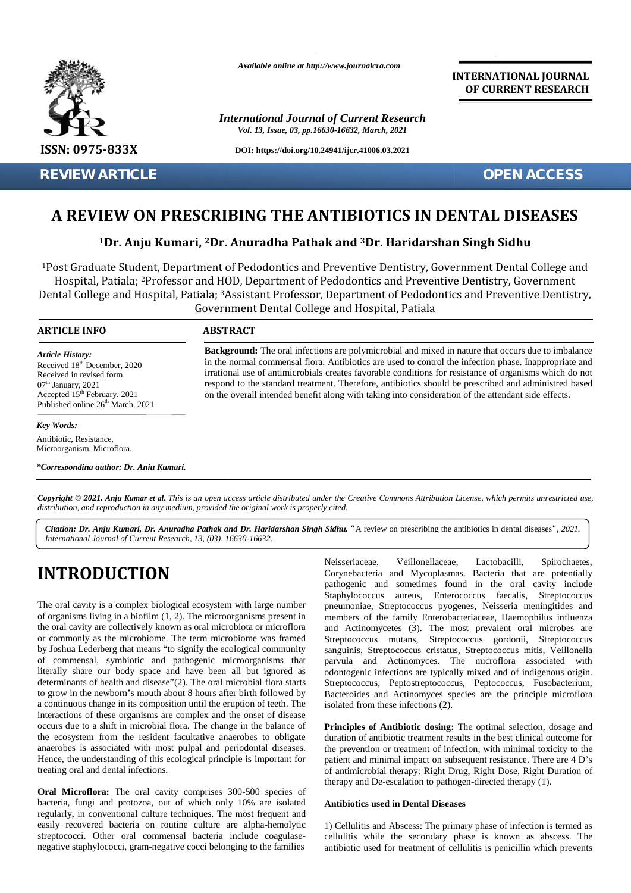# A REVIEW ON PRESCRIBING THE ANTIBIOTICS IN DENTAL DISEASES

**[1]Dr. Anju Kumari, [2]Dr. Anuradha Pathak and [3]Dr. Haridarshan Singh Sidhu**

[1]Post Graduate Student, Department of Pedodontics and Preventive Dentistry, Government Dental College and Hospital, Patiala; [2]Professor and HOD, Department of Pedodontics and Preventive Dentistry, Government Dental College and Hospital, Patiala; [3]Assistant Professor, Department of Pedodontics and Preventive Dentistry, Government Dental College and Hospital, Patiala

## ARTICLE INFO

*Article History:*
Received 18th December, 2020
Received in revised form
07th January, 2021
Accepted 15th February, 2021
Published online 26th March, 2021

*Key Words:*
Antibiotic, Resistance, Microorganism, Microflora.

***Corresponding author: Dr. Anju Kumari,**

## ABSTRACT

**Background:** The oral infections are polymicrobial and mixed in nature that occurs due to imbalance in the normal commensal flora. Antibiotics are used to control the infection phase. Inappropriate and irrational use of antimicrobials creates favorable conditions for resistance of organisms which do not respond to the standard treatment. Therefore, antibiotics should be prescribed and administred based on the overall intended benefit along with taking into consideration of the attendant side effects.

**Copyright © 2021. Anju Kumar et al.** *This is an open access article distributed under the Creative Commons Attribution License, which permits unrestricted use, distribution, and reproduction in any medium, provided the original work is properly cited.*

***Citation: Dr. Anju Kumari, Dr. Anuradha Pathak and Dr. Haridarshan Singh Sidhu.*** "A review on prescribing the antibiotics in dental diseases", *2021. International Journal of Current Research, 13, (03), 16630-16632.*

# INTRODUCTION

The oral cavity is a complex biological ecosystem with large number of organisms living in a biofilm (1, 2). The microorganisms present in the oral cavity are collectively known as oral microbiota or microflora or commonly as the microbiome. The term microbiome was framed by Joshua Lederberg that means "to signify the ecological community of commensal, symbiotic and pathogenic microorganisms that literally share our body space and have been all but ignored as determinants of health and disease"(2). The oral microbial flora starts to grow in the newborn's mouth about 8 hours after birth followed by a continuous change in its composition until the eruption of teeth. The interactions of these organisms are complex and the onset of disease occurs due to a shift in microbial flora. The change in the balance of the ecosystem from the resident facultative anaerobes to obligate anaerobes is associated with most pulpal and periodontal diseases. Hence, the understanding of this ecological principle is important for treating oral and dental infections.

**Oral Microflora:** The oral cavity comprises 300-500 species of bacteria, fungi and protozoa, out of which only 10% are isolated regularly, in conventional culture techniques. The most frequent and easily recovered bacteria on routine culture are alpha-hemolytic streptococci. Other oral commensal bacteria include coagulase-negative staphylococci, gram-negative cocci belonging to the families Neisseriaceae, Veillonellaceae, Lactobacilli, Spirochaetes, Corynebacteria and Mycoplasmas. Bacteria that are potentially pathogenic and sometimes found in the oral cavity include Staphylococcus aureus, Enterococcus faecalis, Streptococcus pneumoniae, Streptococcus pyogenes, Neisseria meningitides and members of the family Enterobacteriaceae, Haemophilus influenza and Actinomycetes (3). The most prevalent oral microbes are Streptococcus mutans, Streptococcus gordonii, Streptococcus sanguinis, Streptococcus cristatus, Streptococcus mitis, Veillonella parvula and Actinomyces. The microflora associated with odontogenic infections are typically mixed and of indigenous origin. Streptococcus, Peptostreptococcus, Peptococcus, Fusobacterium, Bacteroides and Actinomyces species are the principle microflora isolated from these infections (2).

**Principles of Antibiotic dosing:** The optimal selection, dosage and duration of antibiotic treatment results in the best clinical outcome for the prevention or treatment of infection, with minimal toxicity to the patient and minimal impact on subsequent resistance. There are 4 D's of antimicrobial therapy: Right Drug, Right Dose, Right Duration of therapy and De-escalation to pathogen-directed therapy (1).

**Antibiotics used in Dental Diseases**

1) Cellulitis and Abscess: The primary phase of infection is termed as cellulitis while the secondary phase is known as abscess. The antibiotic used for treatment of cellulitis is penicillin which prevents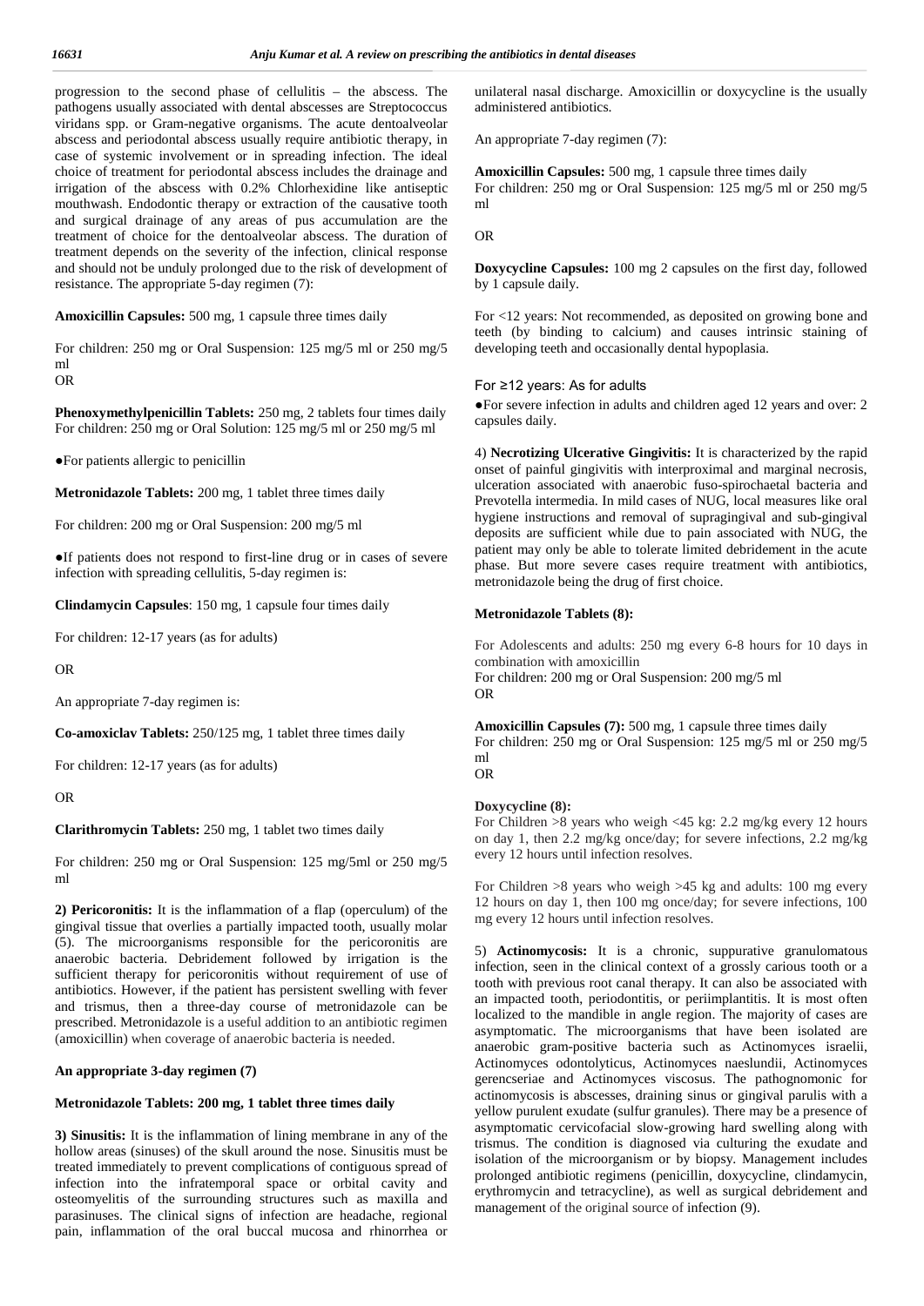progression to the second phase of cellulitis – the abscess. The pathogens usually associated with dental abscesses are Streptococcus viridans spp. or Gram-negative organisms. The acute dentoalveolar abscess and periodontal abscess usually require antibiotic therapy, in case of systemic involvement or in spreading infection. The ideal choice of treatment for periodontal abscess includes the drainage and irrigation of the abscess with 0.2% Chlorhexidine like antiseptic mouthwash. Endodontic therapy or extraction of the causative tooth and surgical drainage of any areas of pus accumulation are the treatment of choice for the dentoalveolar abscess. The duration of treatment depends on the severity of the infection, clinical response and should not be unduly prolonged due to the risk of development of resistance. The appropriate 5-day regimen (7):

**Amoxicillin Capsules:** 500 mg, 1 capsule three times daily

For children: 250 mg or Oral Suspension: 125 mg/5 ml or 250 mg/5 ml

OR

**Phenoxymethylpenicillin Tablets:** 250 mg, 2 tablets four times daily
For children: 250 mg or Oral Solution: 125 mg/5 ml or 250 mg/5 ml

- For patients allergic to penicillin

**Metronidazole Tablets:** 200 mg, 1 tablet three times daily

For children: 200 mg or Oral Suspension: 200 mg/5 ml

- If patients does not respond to first-line drug or in cases of severe infection with spreading cellulitis, 5-day regimen is:

**Clindamycin Capsules**: 150 mg, 1 capsule four times daily

For children: 12-17 years (as for adults)

OR

An appropriate 7-day regimen is:

**Co-amoxiclav Tablets:** 250/125 mg, 1 tablet three times daily

For children: 12-17 years (as for adults)

OR

**Clarithromycin Tablets:** 250 mg, 1 tablet two times daily

For children: 250 mg or Oral Suspension: 125 mg/5ml or 250 mg/5 ml

**2) Pericoronitis:** It is the inflammation of a flap (operculum) of the gingival tissue that overlies a partially impacted tooth, usually molar (5). The microorganisms responsible for the pericoronitis are anaerobic bacteria. Debridement followed by irrigation is the sufficient therapy for pericoronitis without requirement of use of antibiotics. However, if the patient has persistent swelling with fever and trismus, then a three-day course of metronidazole can be prescribed. Metronidazole is a useful addition to an antibiotic regimen (amoxicillin) when coverage of anaerobic bacteria is needed.

**An appropriate 3-day regimen (7)**

**Metronidazole Tablets: 200 mg, 1 tablet three times daily**

**3) Sinusitis:** It is the inflammation of lining membrane in any of the hollow areas (sinuses) of the skull around the nose. Sinusitis must be treated immediately to prevent complications of contiguous spread of infection into the infratemporal space or orbital cavity and osteomyelitis of the surrounding structures such as maxilla and parasinuses. The clinical signs of infection are headache, regional pain, inflammation of the oral buccal mucosa and rhinorrhea or unilateral nasal discharge. Amoxicillin or doxycycline is the usually administered antibiotics.

An appropriate 7-day regimen (7):

**Amoxicillin Capsules:** 500 mg, 1 capsule three times daily
For children: 250 mg or Oral Suspension: 125 mg/5 ml or 250 mg/5 ml

OR

**Doxycycline Capsules:** 100 mg 2 capsules on the first day, followed by 1 capsule daily.

For <12 years: Not recommended, as deposited on growing bone and teeth (by binding to calcium) and causes intrinsic staining of developing teeth and occasionally dental hypoplasia.

For ≥12 years: As for adults

- For severe infection in adults and children aged 12 years and over: 2 capsules daily.

4) **Necrotizing Ulcerative Gingivitis:** It is characterized by the rapid onset of painful gingivitis with interproximal and marginal necrosis, ulceration associated with anaerobic fuso-spirochaetal bacteria and Prevotella intermedia. In mild cases of NUG, local measures like oral hygiene instructions and removal of supragingival and sub-gingival deposits are sufficient while due to pain associated with NUG, the patient may only be able to tolerate limited debridement in the acute phase. But more severe cases require treatment with antibiotics, metronidazole being the drug of first choice.

**Metronidazole Tablets (8):**

For Adolescents and adults: 250 mg every 6-8 hours for 10 days in combination with amoxicillin
For children: 200 mg or Oral Suspension: 200 mg/5 ml
OR

**Amoxicillin Capsules (7):** 500 mg, 1 capsule three times daily
For children: 250 mg or Oral Suspension: 125 mg/5 ml or 250 mg/5 ml
OR

**Doxycycline (8):**
For Children >8 years who weigh <45 kg: 2.2 mg/kg every 12 hours on day 1, then 2.2 mg/kg once/day; for severe infections, 2.2 mg/kg every 12 hours until infection resolves.

For Children >8 years who weigh >45 kg and adults: 100 mg every 12 hours on day 1, then 100 mg once/day; for severe infections, 100 mg every 12 hours until infection resolves.

5) **Actinomycosis:** It is a chronic, suppurative granulomatous infection, seen in the clinical context of a grossly carious tooth or a tooth with previous root canal therapy. It can also be associated with an impacted tooth, periodontitis, or periimplantitis. It is most often localized to the mandible in angle region. The majority of cases are asymptomatic. The microorganisms that have been isolated are anaerobic gram-positive bacteria such as Actinomyces israelii, Actinomyces odontolyticus, Actinomyces naeslundii, Actinomyces gerencseriae and Actinomyces viscosus. The pathognomonic for actinomycosis is abscesses, draining sinus or gingival parulis with a yellow purulent exudate (sulfur granules). There may be a presence of asymptomatic cervicofacial slow-growing hard swelling along with trismus. The condition is diagnosed via culturing the exudate and isolation of the microorganism or by biopsy. Management includes prolonged antibiotic regimens (penicillin, doxycycline, clindamycin, erythromycin and tetracycline), as well as surgical debridement and management of the original source of infection (9).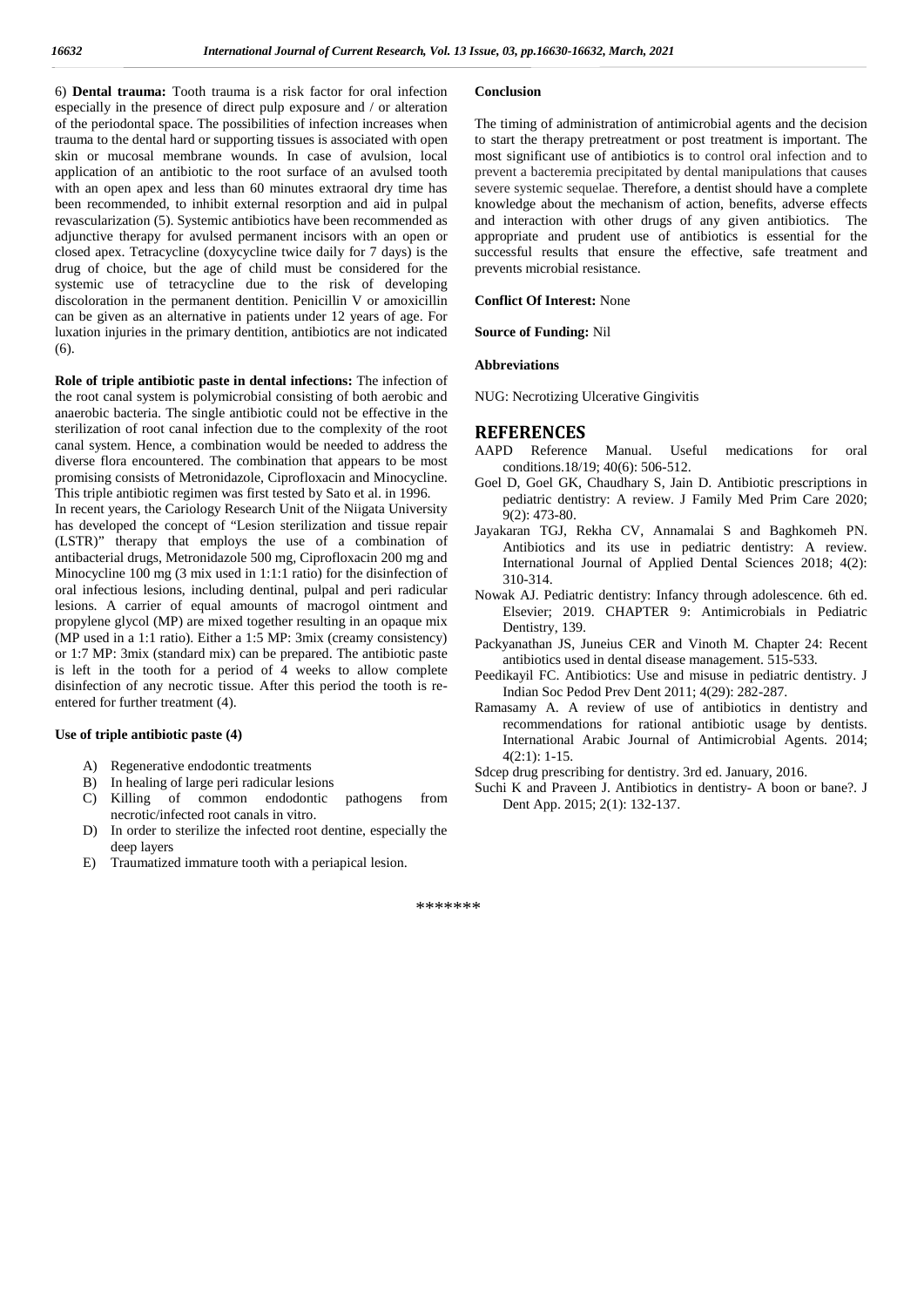6) **Dental trauma:** Tooth trauma is a risk factor for oral infection especially in the presence of direct pulp exposure and / or alteration of the periodontal space. The possibilities of infection increases when trauma to the dental hard or supporting tissues is associated with open skin or mucosal membrane wounds. In case of avulsion, local application of an antibiotic to the root surface of an avulsed tooth with an open apex and less than 60 minutes extraoral dry time has been recommended, to inhibit external resorption and aid in pulpal revascularization (5). Systemic antibiotics have been recommended as adjunctive therapy for avulsed permanent incisors with an open or closed apex. Tetracycline (doxycycline twice daily for 7 days) is the drug of choice, but the age of child must be considered for the systemic use of tetracycline due to the risk of developing discoloration in the permanent dentition. Penicillin V or amoxicillin can be given as an alternative in patients under 12 years of age. For luxation injuries in the primary dentition, antibiotics are not indicated (6).

**Role of triple antibiotic paste in dental infections:** The infection of the root canal system is polymicrobial consisting of both aerobic and anaerobic bacteria. The single antibiotic could not be effective in the sterilization of root canal infection due to the complexity of the root canal system. Hence, a combination would be needed to address the diverse flora encountered. The combination that appears to be most promising consists of Metronidazole, Ciprofloxacin and Minocycline. This triple antibiotic regimen was first tested by Sato et al. in 1996.

In recent years, the Cariology Research Unit of the Niigata University has developed the concept of "Lesion sterilization and tissue repair (LSTR)" therapy that employs the use of a combination of antibacterial drugs, Metronidazole 500 mg, Ciprofloxacin 200 mg and Minocycline 100 mg (3 mix used in 1:1:1 ratio) for the disinfection of oral infectious lesions, including dentinal, pulpal and peri radicular lesions. A carrier of equal amounts of macrogol ointment and propylene glycol (MP) are mixed together resulting in an opaque mix (MP used in a 1:1 ratio). Either a 1:5 MP: 3mix (creamy consistency) or 1:7 MP: 3mix (standard mix) can be prepared. The antibiotic paste is left in the tooth for a period of 4 weeks to allow complete disinfection of any necrotic tissue. After this period the tooth is re-entered for further treatment (4).

#### Use of triple antibiotic paste (4)

A) Regenerative endodontic treatments
B) In healing of large peri radicular lesions
C) Killing of common endodontic pathogens from necrotic/infected root canals in vitro.
D) In order to sterilize the infected root dentine, especially the deep layers
E) Traumatized immature tooth with a periapical lesion.

#### Conclusion

The timing of administration of antimicrobial agents and the decision to start the therapy pretreatment or post treatment is important. The most significant use of antibiotics is to control oral infection and to prevent a bacteremia precipitated by dental manipulations that causes severe systemic sequelae. Therefore, a dentist should have a complete knowledge about the mechanism of action, benefits, adverse effects and interaction with other drugs of any given antibiotics. The appropriate and prudent use of antibiotics is essential for the successful results that ensure the effective, safe treatment and prevents microbial resistance.

**Conflict Of Interest:** None

**Source of Funding:** Nil

#### Abbreviations

NUG: Necrotizing Ulcerative Gingivitis

## REFERENCES

AAPD Reference Manual. Useful medications for oral conditions.18/19; 40(6): 506-512.

Goel D, Goel GK, Chaudhary S, Jain D. Antibiotic prescriptions in pediatric dentistry: A review. J Family Med Prim Care 2020; 9(2): 473-80.

Jayakaran TGJ, Rekha CV, Annamalai S and Baghkomeh PN. Antibiotics and its use in pediatric dentistry: A review. International Journal of Applied Dental Sciences 2018; 4(2): 310-314.

Nowak AJ. Pediatric dentistry: Infancy through adolescence. 6th ed. Elsevier; 2019. CHAPTER 9: Antimicrobials in Pediatric Dentistry, 139.

Packyanathan JS, Juneius CER and Vinoth M. Chapter 24: Recent antibiotics used in dental disease management. 515-533.

Peedikayil FC. Antibiotics: Use and misuse in pediatric dentistry. J Indian Soc Pedod Prev Dent 2011; 4(29): 282-287.

Ramasamy A. A review of use of antibiotics in dentistry and recommendations for rational antibiotic usage by dentists. International Arabic Journal of Antimicrobial Agents. 2014; 4(2:1): 1-15.

Sdcep drug prescribing for dentistry. 3rd ed. January, 2016.

Suchi K and Praveen J. Antibiotics in dentistry- A boon or bane?. J Dent App. 2015; 2(1): 132-137.

*******